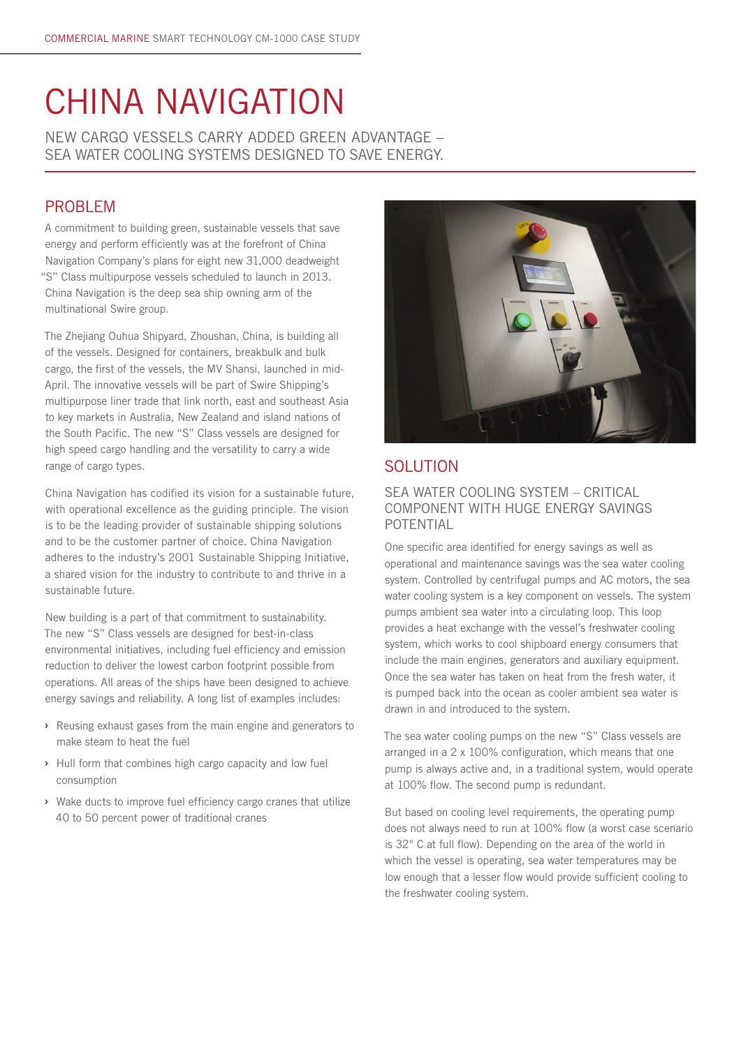// Page 1 of 2 - Document 41ab7da4af53

# CHINA NAVIGATION

NEW CARGO VESSELS CARRY ADDED GREEN ADVANTAGE – SEA WATER COOLING SYSTEMS DESIGNED TO SAVE ENERGY.

## PROBLEM

A commitment to building green, sustainable vessels that save energy and perform efficiently was at the forefront of China Navigation Company's plans for eight new 31,000 deadweight "S" Class multipurpose vessels scheduled to launch in 2013. China Navigation is the deep sea ship owning arm of the multinational Swire group.

The Zhejiang Ouhua Shipyard, Zhoushan, China, is building all of the vessels. Designed for containers, breakbulk and bulk cargo, the first of the vessels, the MV Shansi, launched in mid-April. The innovative vessels will be part of Swire Shipping's multipurpose liner trade that link north, east and southeast Asia to key markets in Australia, New Zealand and island nations of the South Pacific. The new "S" Class vessels are designed for high speed cargo handling and the versatility to carry a wide range of cargo types.

China Navigation has codified its vision for a sustainable future, with operational excellence as the guiding principle. The vision is to be the leading provider of sustainable shipping solutions and to be the customer partner of choice. China Navigation adheres to the industry's 2001 Sustainable Shipping Initiative, a shared vision for the industry to contribute to and thrive in a sustainable future.

New building is a part of that commitment to sustainability. The new "S" Class vessels are designed for best-in-class environmental initiatives, including fuel efficiency and emission reduction to deliver the lowest carbon footprint possible from operations. All areas of the ships have been designed to achieve energy savings and reliability. A long list of examples includes:

- Reusing exhaust gases from the main engine and generators to make steam to heat the fuel
- Hull form that combines high cargo capacity and low fuel consumption
- Wake ducts to improve fuel efficiency cargo cranes that utilize 40 to 50 percent power of traditional cranes

## SOLUTION

### SEA WATER COOLING SYSTEM – CRITICAL COMPONENT WITH HUGE ENERGY SAVINGS POTENTIAL

One specific area identified for energy savings as well as operational and maintenance savings was the sea water cooling system. Controlled by centrifugal pumps and AC motors, the sea water cooling system is a key component on vessels. The system pumps ambient sea water into a circulating loop. This loop provides a heat exchange with the vessel's freshwater cooling system, which works to cool shipboard energy consumers that include the main engines, generators and auxiliary equipment. Once the sea water has taken on heat from the fresh water, it is pumped back into the ocean as cooler ambient sea water is drawn in and introduced to the system.

The sea water cooling pumps on the new "S" Class vessels are arranged in a 2 x 100% configuration, which means that one pump is always active and, in a traditional system, would operate at 100% flow. The second pump is redundant.

But based on cooling level requirements, the operating pump does not always need to run at 100% flow (a worst case scenario is 32° C at full flow). Depending on the area of the world in which the vessel is operating, sea water temperatures may be low enough that a lesser flow would provide sufficient cooling to the freshwater cooling system.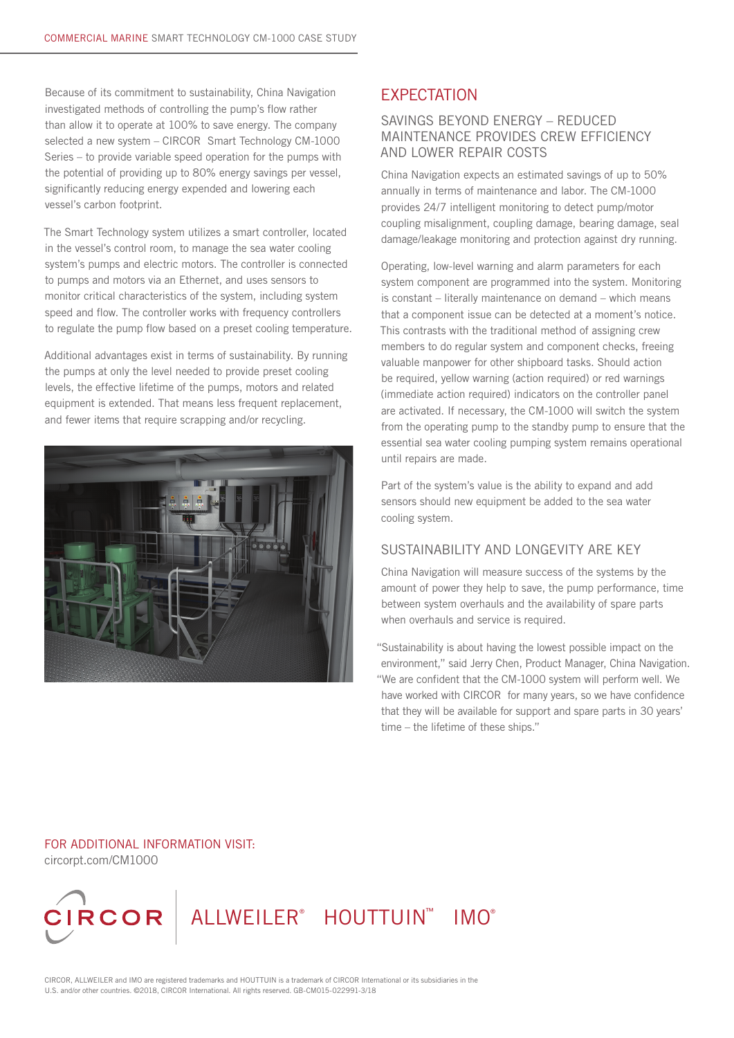Because of its commitment to sustainability, China Navigation investigated methods of controlling the pump's flow rather than allow it to operate at 100% to save energy. The company selected a new system – CIRCOR Smart Technology CM-1000 Series – to provide variable speed operation for the pumps with the potential of providing up to 80% energy savings per vessel, significantly reducing energy expended and lowering each vessel's carbon footprint.

The Smart Technology system utilizes a smart controller, located in the vessel's control room, to manage the sea water cooling system's pumps and electric motors. The controller is connected to pumps and motors via an Ethernet, and uses sensors to monitor critical characteristics of the system, including system speed and flow. The controller works with frequency controllers to regulate the pump flow based on a preset cooling temperature.

Additional advantages exist in terms of sustainability. By running the pumps at only the level needed to provide preset cooling levels, the effective lifetime of the pumps, motors and related equipment is extended. That means less frequent replacement, and fewer items that require scrapping and/or recycling.

## EXPECTATION

### SAVINGS BEYOND ENERGY – REDUCED MAINTENANCE PROVIDES CREW EFFICIENCY AND LOWER REPAIR COSTS

China Navigation expects an estimated savings of up to 50% annually in terms of maintenance and labor. The CM-1000 provides 24/7 intelligent monitoring to detect pump/motor coupling misalignment, coupling damage, bearing damage, seal damage/leakage monitoring and protection against dry running.

Operating, low-level warning and alarm parameters for each system component are programmed into the system. Monitoring is constant – literally maintenance on demand – which means that a component issue can be detected at a moment's notice. This contrasts with the traditional method of assigning crew members to do regular system and component checks, freeing valuable manpower for other shipboard tasks. Should action be required, yellow warning (action required) or red warnings (immediate action required) indicators on the controller panel are activated. If necessary, the CM-1000 will switch the system from the operating pump to the standby pump to ensure that the essential sea water cooling pumping system remains operational until repairs are made.

Part of the system's value is the ability to expand and add sensors should new equipment be added to the sea water cooling system.

### SUSTAINABILITY AND LONGEVITY ARE KEY

China Navigation will measure success of the systems by the amount of power they help to save, the pump performance, time between system overhauls and the availability of spare parts when overhauls and service is required.

"Sustainability is about having the lowest possible impact on the environment," said Jerry Chen, Product Manager, China Navigation. "We are confident that the CM-1000 system will perform well. We have worked with CIRCOR for many years, so we have confidence that they will be available for support and spare parts in 30 years' time – the lifetime of these ships."

FOR ADDITIONAL INFORMATION VISIT:
circorpt.com/CM1000

CIRCOR | ALLWEILER® HOUTTUIN™ IMO®

CIRCOR, ALLWEILER and IMO are registered trademarks and HOUTTUIN is a trademark of CIRCOR International or its subsidiaries in the U.S. and/or other countries. ©2018, CIRCOR International. All rights reserved. GB-CM015-022991-3/18